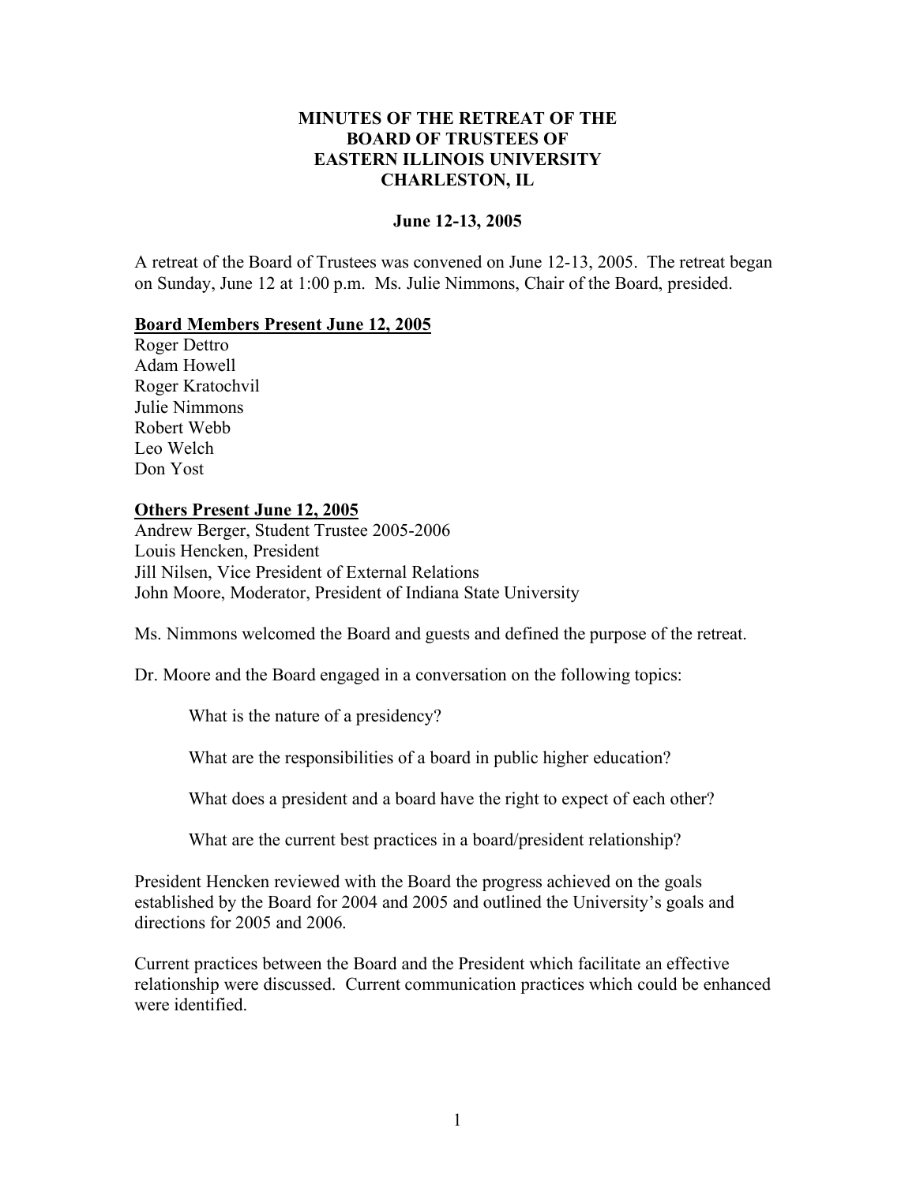# MINUTES OF THE RETREAT OF THE BOARD OF TRUSTEES OF EASTERN ILLINOIS UNIVERSITY CHARLESTON, IL

## June 12-13, 2005

A retreat of the Board of Trustees was convened on June 12-13, 2005. The retreat began on Sunday, June 12 at 1:00 p.m. Ms. Julie Nimmons, Chair of the Board, presided.

**Board Members Present June 12, 2005**

Roger Dettro
Adam Howell
Roger Kratochvil
Julie Nimmons
Robert Webb
Leo Welch
Don Yost

**Others Present June 12, 2005**

Andrew Berger, Student Trustee 2005-2006
Louis Hencken, President
Jill Nilsen, Vice President of External Relations
John Moore, Moderator, President of Indiana State University

Ms. Nimmons welcomed the Board and guests and defined the purpose of the retreat.

Dr. Moore and the Board engaged in a conversation on the following topics:

What is the nature of a presidency?

What are the responsibilities of a board in public higher education?

What does a president and a board have the right to expect of each other?

What are the current best practices in a board/president relationship?

President Hencken reviewed with the Board the progress achieved on the goals established by the Board for 2004 and 2005 and outlined the University's goals and directions for 2005 and 2006.

Current practices between the Board and the President which facilitate an effective relationship were discussed. Current communication practices which could be enhanced were identified.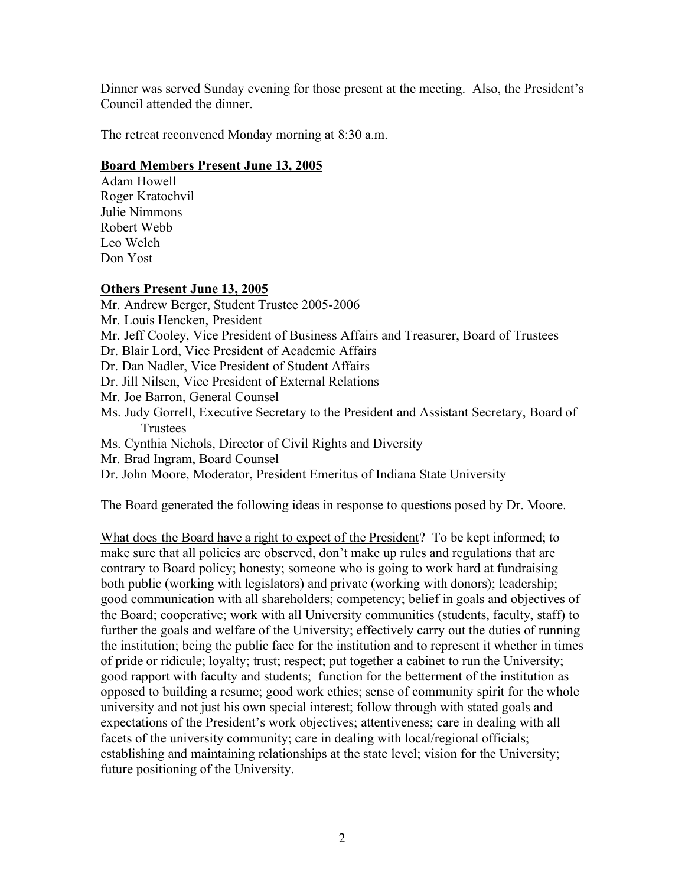Dinner was served Sunday evening for those present at the meeting. Also, the President's Council attended the dinner.

The retreat reconvened Monday morning at 8:30 a.m.

**<u>Board Members Present June 13, 2005</u>**

Adam Howell
Roger Kratochvil
Julie Nimmons
Robert Webb
Leo Welch
Don Yost

**<u>Others Present June 13, 2005</u>**

Mr. Andrew Berger, Student Trustee 2005-2006
Mr. Louis Hencken, President
Mr. Jeff Cooley, Vice President of Business Affairs and Treasurer, Board of Trustees
Dr. Blair Lord, Vice President of Academic Affairs
Dr. Dan Nadler, Vice President of Student Affairs
Dr. Jill Nilsen, Vice President of External Relations
Mr. Joe Barron, General Counsel
Ms. Judy Gorrell, Executive Secretary to the President and Assistant Secretary, Board of Trustees
Ms. Cynthia Nichols, Director of Civil Rights and Diversity
Mr. Brad Ingram, Board Counsel
Dr. John Moore, Moderator, President Emeritus of Indiana State University

The Board generated the following ideas in response to questions posed by Dr. Moore.

<u>What does the Board have a right to expect of the President</u>? To be kept informed; to make sure that all policies are observed, don't make up rules and regulations that are contrary to Board policy; honesty; someone who is going to work hard at fundraising both public (working with legislators) and private (working with donors); leadership; good communication with all shareholders; competency; belief in goals and objectives of the Board; cooperative; work with all University communities (students, faculty, staff) to further the goals and welfare of the University; effectively carry out the duties of running the institution; being the public face for the institution and to represent it whether in times of pride or ridicule; loyalty; trust; respect; put together a cabinet to run the University; good rapport with faculty and students; function for the betterment of the institution as opposed to building a resume; good work ethics; sense of community spirit for the whole university and not just his own special interest; follow through with stated goals and expectations of the President's work objectives; attentiveness; care in dealing with all facets of the university community; care in dealing with local/regional officials; establishing and maintaining relationships at the state level; vision for the University; future positioning of the University.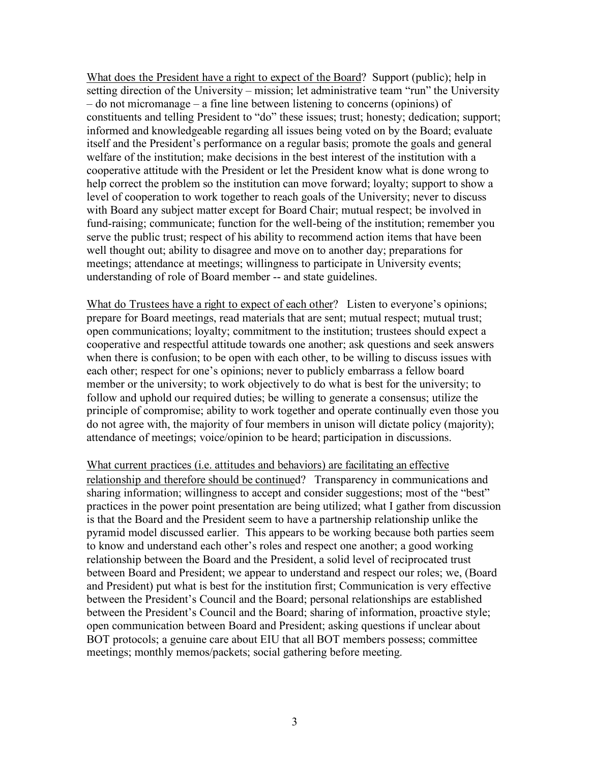<u>What does the President have a right to expect of the Board</u>? Support (public); help in setting direction of the University – mission; let administrative team "run" the University – do not micromanage – a fine line between listening to concerns (opinions) of constituents and telling President to "do" these issues; trust; honesty; dedication; support; informed and knowledgeable regarding all issues being voted on by the Board; evaluate itself and the President's performance on a regular basis; promote the goals and general welfare of the institution; make decisions in the best interest of the institution with a cooperative attitude with the President or let the President know what is done wrong to help correct the problem so the institution can move forward; loyalty; support to show a level of cooperation to work together to reach goals of the University; never to discuss with Board any subject matter except for Board Chair; mutual respect; be involved in fund-raising; communicate; function for the well-being of the institution; remember you serve the public trust; respect of his ability to recommend action items that have been well thought out; ability to disagree and move on to another day; preparations for meetings; attendance at meetings; willingness to participate in University events; understanding of role of Board member -- and state guidelines.

<u>What do Trustees have a right to expect of each other</u>? Listen to everyone's opinions; prepare for Board meetings, read materials that are sent; mutual respect; mutual trust; open communications; loyalty; commitment to the institution; trustees should expect a cooperative and respectful attitude towards one another; ask questions and seek answers when there is confusion; to be open with each other, to be willing to discuss issues with each other; respect for one's opinions; never to publicly embarrass a fellow board member or the university; to work objectively to do what is best for the university; to follow and uphold our required duties; be willing to generate a consensus; utilize the principle of compromise; ability to work together and operate continually even those you do not agree with, the majority of four members in unison will dictate policy (majority); attendance of meetings; voice/opinion to be heard; participation in discussions.

<u>What current practices (i.e. attitudes and behaviors) are facilitating an effective relationship and therefore should be continued</u>? Transparency in communications and sharing information; willingness to accept and consider suggestions; most of the "best" practices in the power point presentation are being utilized; what I gather from discussion is that the Board and the President seem to have a partnership relationship unlike the pyramid model discussed earlier. This appears to be working because both parties seem to know and understand each other's roles and respect one another; a good working relationship between the Board and the President, a solid level of reciprocated trust between Board and President; we appear to understand and respect our roles; we, (Board and President) put what is best for the institution first; Communication is very effective between the President's Council and the Board; personal relationships are established between the President's Council and the Board; sharing of information, proactive style; open communication between Board and President; asking questions if unclear about BOT protocols; a genuine care about EIU that all BOT members possess; committee meetings; monthly memos/packets; social gathering before meeting.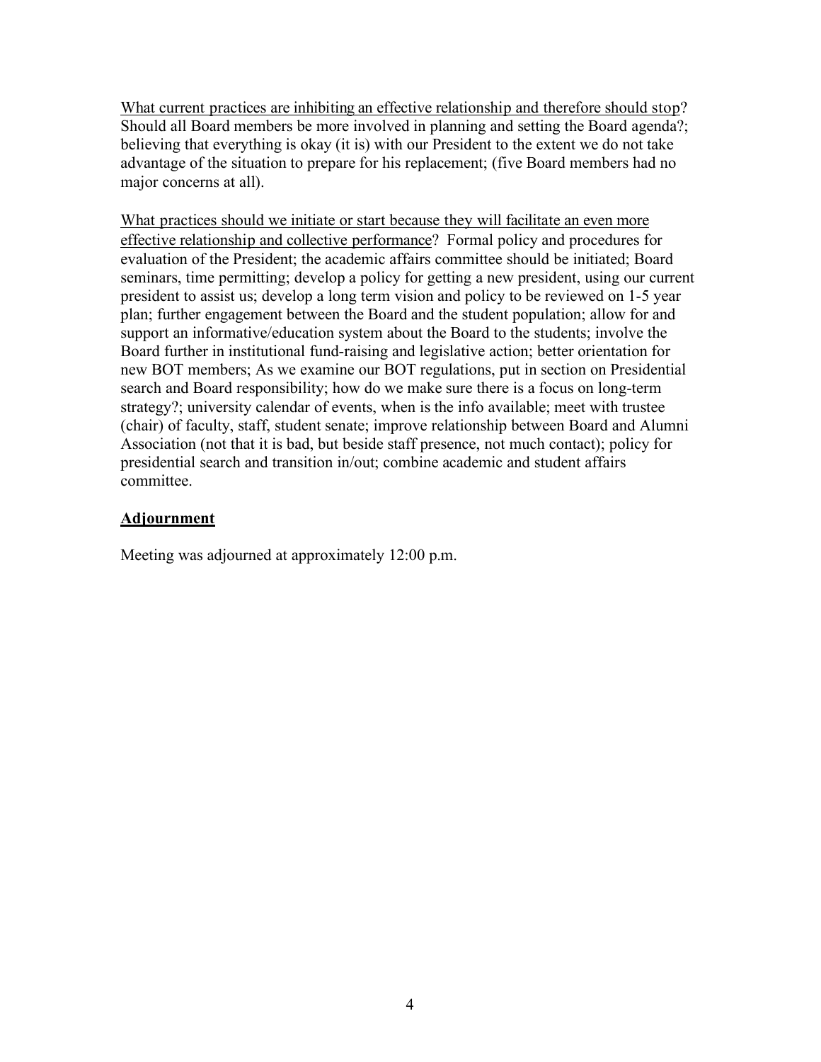<u>What current practices are inhibiting an effective relationship and therefore should stop</u>? Should all Board members be more involved in planning and setting the Board agenda?; believing that everything is okay (it is) with our President to the extent we do not take advantage of the situation to prepare for his replacement; (five Board members had no major concerns at all).

<u>What practices should we initiate or start because they will facilitate an even more effective relationship and collective performance</u>? Formal policy and procedures for evaluation of the President; the academic affairs committee should be initiated; Board seminars, time permitting; develop a policy for getting a new president, using our current president to assist us; develop a long term vision and policy to be reviewed on 1-5 year plan; further engagement between the Board and the student population; allow for and support an informative/education system about the Board to the students; involve the Board further in institutional fund-raising and legislative action; better orientation for new BOT members; As we examine our BOT regulations, put in section on Presidential search and Board responsibility; how do we make sure there is a focus on long-term strategy?; university calendar of events, when is the info available; meet with trustee (chair) of faculty, staff, student senate; improve relationship between Board and Alumni Association (not that it is bad, but beside staff presence, not much contact); policy for presidential search and transition in/out; combine academic and student affairs committee.

## **<u>Adjournment</u>**

Meeting was adjourned at approximately 12:00 p.m.